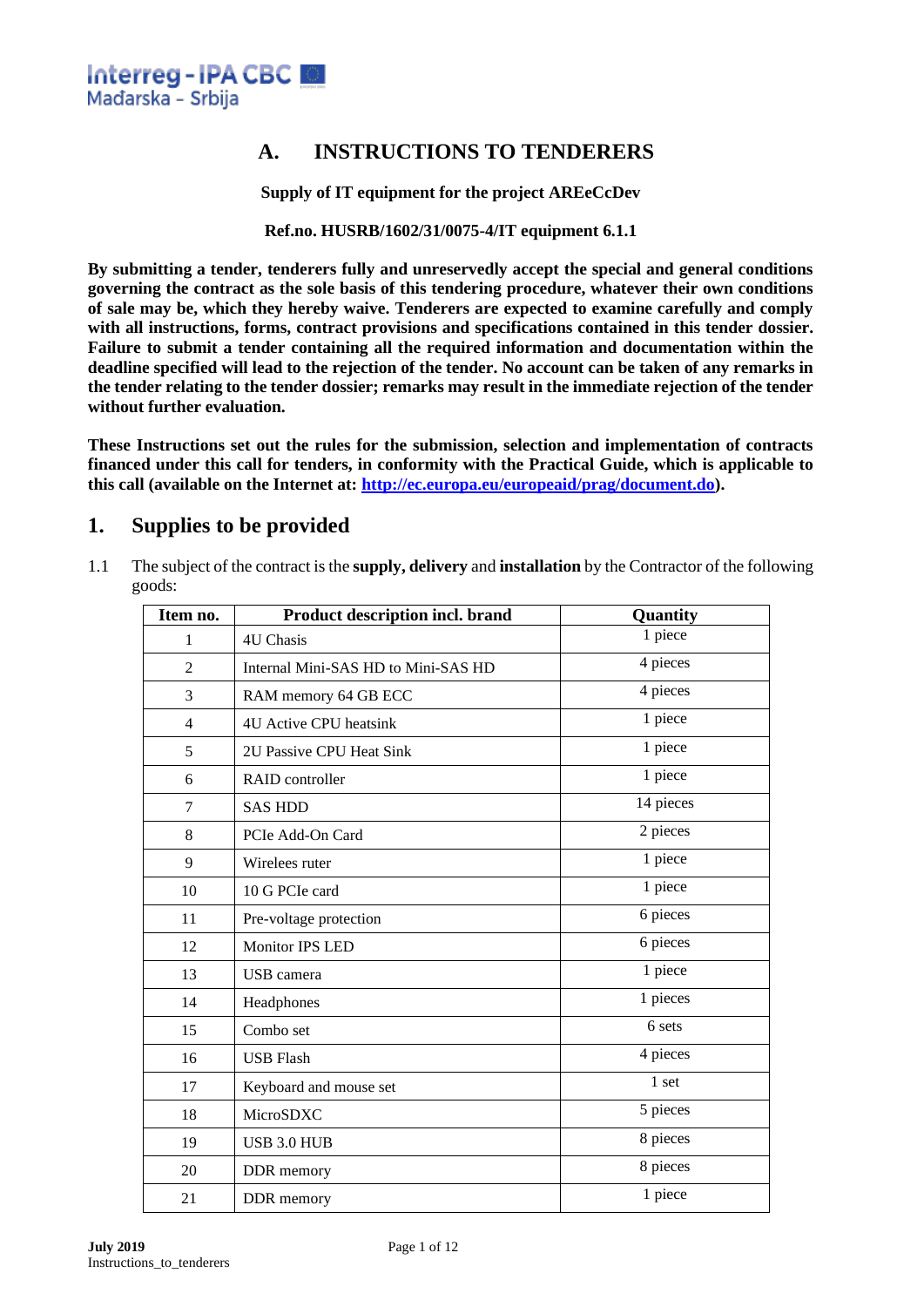Interreg - IPA CBC
Mađarska - Srbija

# A. INSTRUCTIONS TO TENDERERS

**Supply of IT equipment for the project AREeCcDev**

**Ref.no. HUSRB/1602/31/0075-4/IT equipment 6.1.1**

**By submitting a tender, tenderers fully and unreservedly accept the special and general conditions governing the contract as the sole basis of this tendering procedure, whatever their own conditions of sale may be, which they hereby waive. Tenderers are expected to examine carefully and comply with all instructions, forms, contract provisions and specifications contained in this tender dossier. Failure to submit a tender containing all the required information and documentation within the deadline specified will lead to the rejection of the tender. No account can be taken of any remarks in the tender relating to the tender dossier; remarks may result in the immediate rejection of the tender without further evaluation.**

**These Instructions set out the rules for the submission, selection and implementation of contracts financed under this call for tenders, in conformity with the Practical Guide, which is applicable to this call (available on the Internet at: http://ec.europa.eu/europeaid/prag/document.do).**

## 1. Supplies to be provided

1.1 The subject of the contract is the **supply, delivery** and **installation** by the Contractor of the following goods:

| Item no. | Product description incl. brand | Quantity |
|---|---|---|
| 1 | 4U Chasis | 1 piece |
| 2 | Internal Mini-SAS HD to Mini-SAS HD | 4 pieces |
| 3 | RAM memory 64 GB ECC | 4 pieces |
| 4 | 4U Active CPU heatsink | 1 piece |
| 5 | 2U Passive CPU Heat Sink | 1 piece |
| 6 | RAID controller | 1 piece |
| 7 | SAS HDD | 14 pieces |
| 8 | PCIe Add-On Card | 2 pieces |
| 9 | Wirelees ruter | 1 piece |
| 10 | 10 G PCIe card | 1 piece |
| 11 | Pre-voltage protection | 6 pieces |
| 12 | Monitor IPS LED | 6 pieces |
| 13 | USB camera | 1 piece |
| 14 | Headphones | 1 pieces |
| 15 | Combo set | 6 sets |
| 16 | USB Flash | 4 pieces |
| 17 | Keyboard and mouse set | 1 set |
| 18 | MicroSDXC | 5 pieces |
| 19 | USB 3.0 HUB | 8 pieces |
| 20 | DDR memory | 8 pieces |
| 21 | DDR memory | 1 piece |

**July 2019**
Instructions_to_tenderers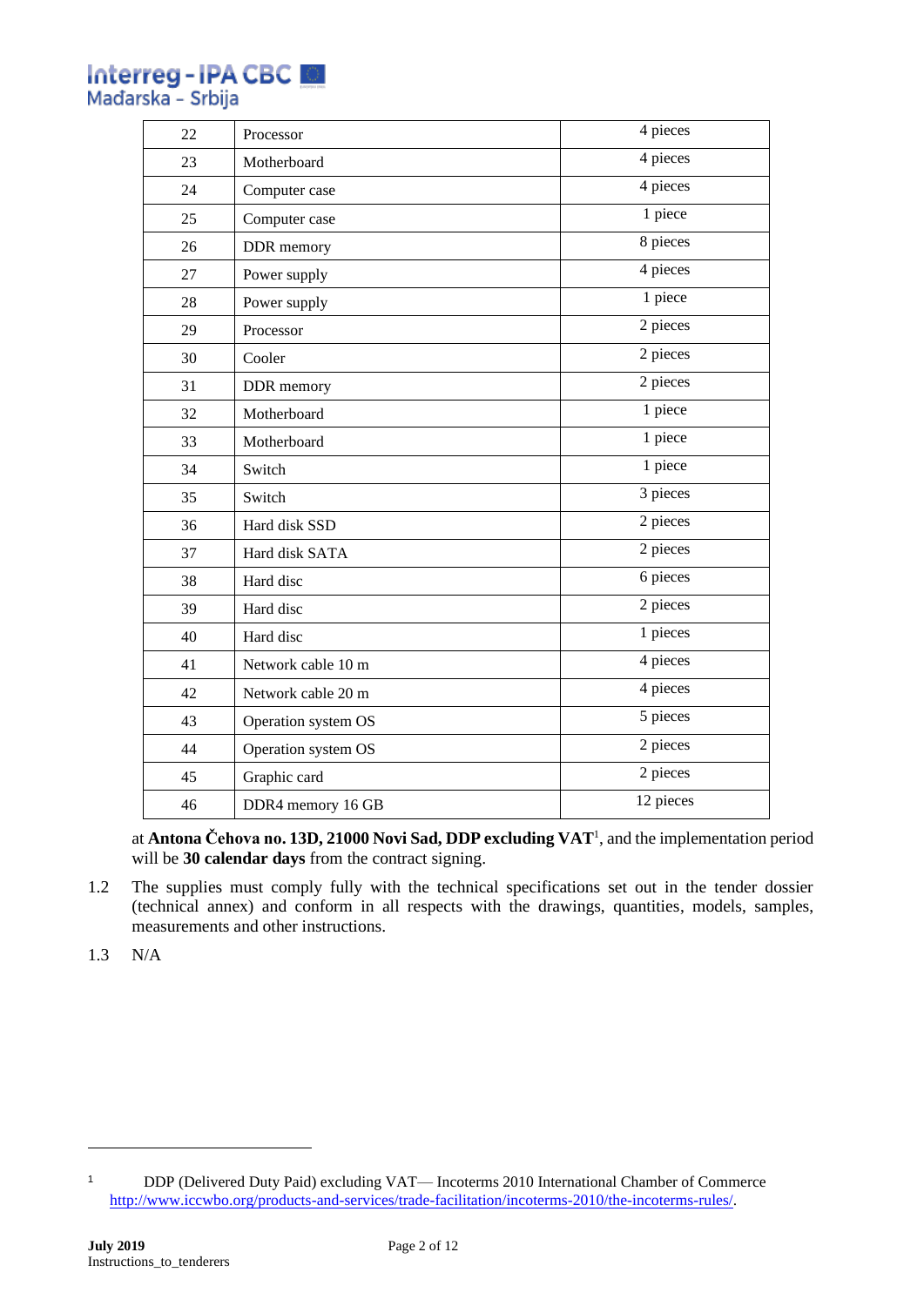| 22 | Processor | 4 pieces |
|---|---|---|
| 23 | Motherboard | 4 pieces |
| 24 | Computer case | 4 pieces |
| 25 | Computer case | 1 piece |
| 26 | DDR memory | 8 pieces |
| 27 | Power supply | 4 pieces |
| 28 | Power supply | 1 piece |
| 29 | Processor | 2 pieces |
| 30 | Cooler | 2 pieces |
| 31 | DDR memory | 2 pieces |
| 32 | Motherboard | 1 piece |
| 33 | Motherboard | 1 piece |
| 34 | Switch | 1 piece |
| 35 | Switch | 3 pieces |
| 36 | Hard disk SSD | 2 pieces |
| 37 | Hard disk SATA | 2 pieces |
| 38 | Hard disc | 6 pieces |
| 39 | Hard disc | 2 pieces |
| 40 | Hard disc | 1 pieces |
| 41 | Network cable 10 m | 4 pieces |
| 42 | Network cable 20 m | 4 pieces |
| 43 | Operation system OS | 5 pieces |
| 44 | Operation system OS | 2 pieces |
| 45 | Graphic card | 2 pieces |
| 46 | DDR4 memory 16 GB | 12 pieces |

at **Antona Čehova no. 13D, 21000 Novi Sad, DDP excluding VAT**[1], and the implementation period will be **30 calendar days** from the contract signing.

1.2 The supplies must comply fully with the technical specifications set out in the tender dossier (technical annex) and conform in all respects with the drawings, quantities, models, samples, measurements and other instructions.

1.3 N/A

---

[1] DDP (Delivered Duty Paid) excluding VAT— Incoterms 2010 International Chamber of Commerce http://www.iccwbo.org/products-and-services/trade-facilitation/incoterms-2010/the-incoterms-rules/.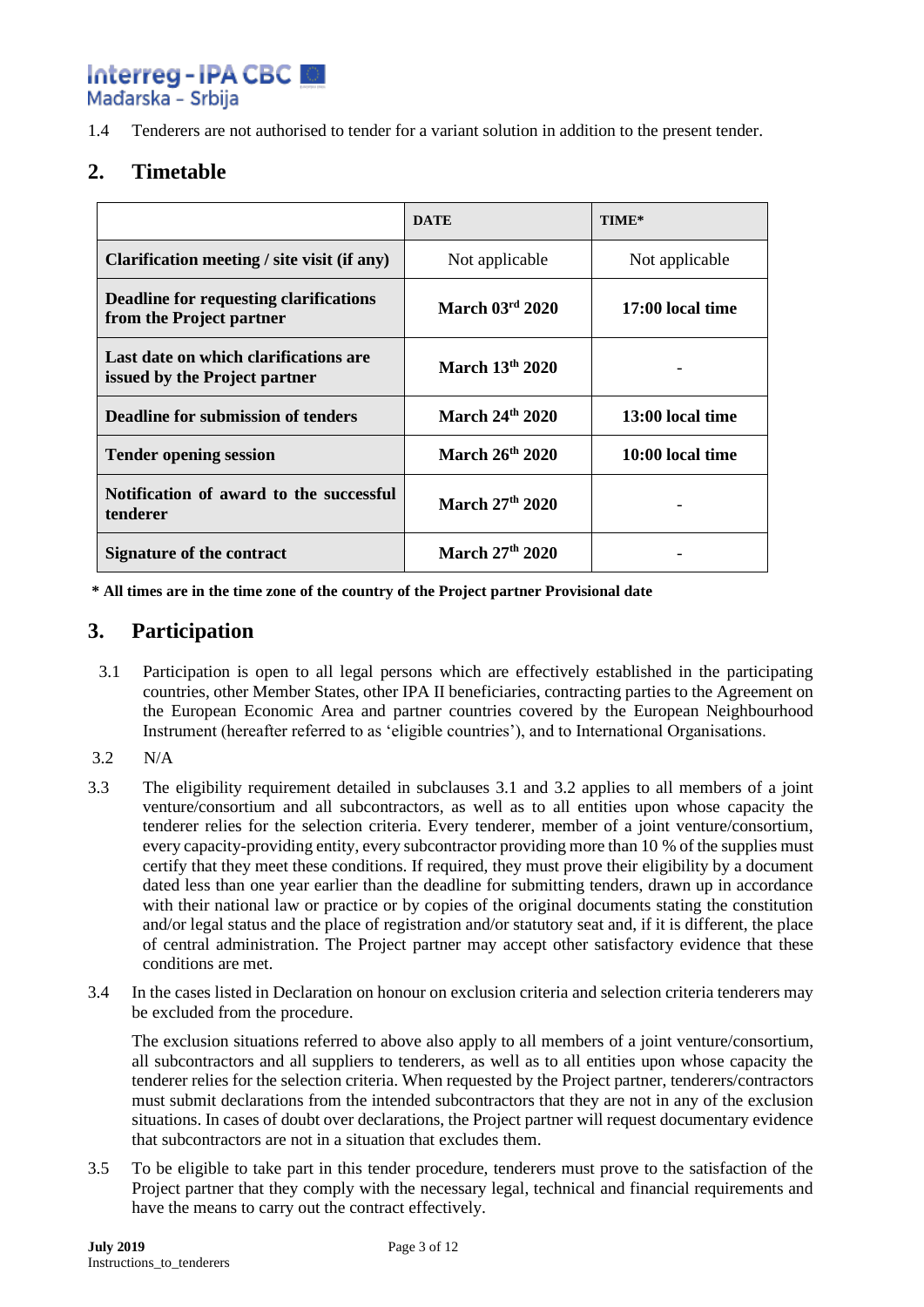1.4 Tenderers are not authorised to tender for a variant solution in addition to the present tender.

## 2. Timetable

| | DATE | TIME* |
|---|---|---|
| **Clarification meeting / site visit (if any)** | Not applicable | Not applicable |
| **Deadline for requesting clarifications from the Project partner** | **March 03rd 2020** | **17:00 local time** |
| **Last date on which clarifications are issued by the Project partner** | **March 13th 2020** | - |
| **Deadline for submission of tenders** | **March 24th 2020** | **13:00 local time** |
| **Tender opening session** | **March 26th 2020** | **10:00 local time** |
| **Notification of award to the successful tenderer** | **March 27th 2020** | - |
| **Signature of the contract** | **March 27th 2020** | - |

**\* All times are in the time zone of the country of the Project partner Provisional date**

## 3. Participation

3.1 Participation is open to all legal persons which are effectively established in the participating countries, other Member States, other IPA II beneficiaries, contracting parties to the Agreement on the European Economic Area and partner countries covered by the European Neighbourhood Instrument (hereafter referred to as 'eligible countries'), and to International Organisations.

3.2 N/A

3.3 The eligibility requirement detailed in subclauses 3.1 and 3.2 applies to all members of a joint venture/consortium and all subcontractors, as well as to all entities upon whose capacity the tenderer relies for the selection criteria. Every tenderer, member of a joint venture/consortium, every capacity-providing entity, every subcontractor providing more than 10 % of the supplies must certify that they meet these conditions. If required, they must prove their eligibility by a document dated less than one year earlier than the deadline for submitting tenders, drawn up in accordance with their national law or practice or by copies of the original documents stating the constitution and/or legal status and the place of registration and/or statutory seat and, if it is different, the place of central administration. The Project partner may accept other satisfactory evidence that these conditions are met.

3.4 In the cases listed in Declaration on honour on exclusion criteria and selection criteria tenderers may be excluded from the procedure.

The exclusion situations referred to above also apply to all members of a joint venture/consortium, all subcontractors and all suppliers to tenderers, as well as to all entities upon whose capacity the tenderer relies for the selection criteria. When requested by the Project partner, tenderers/contractors must submit declarations from the intended subcontractors that they are not in any of the exclusion situations. In cases of doubt over declarations, the Project partner will request documentary evidence that subcontractors are not in a situation that excludes them.

3.5 To be eligible to take part in this tender procedure, tenderers must prove to the satisfaction of the Project partner that they comply with the necessary legal, technical and financial requirements and have the means to carry out the contract effectively.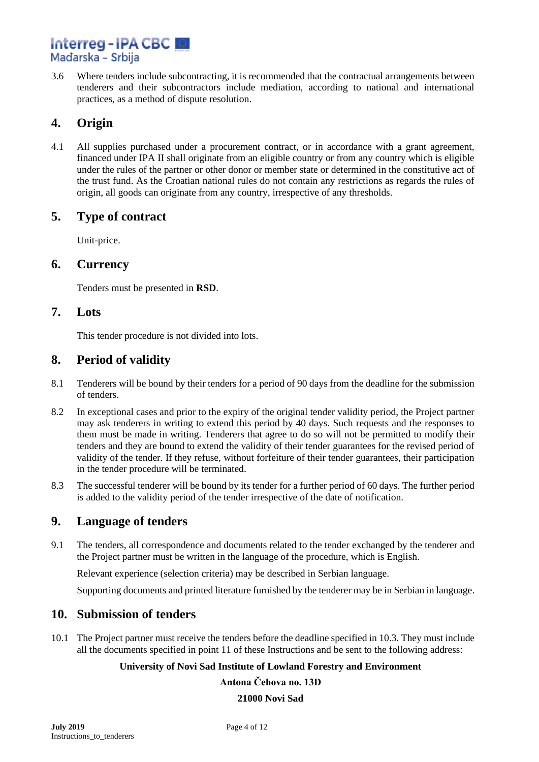3.6 Where tenders include subcontracting, it is recommended that the contractual arrangements between tenderers and their subcontractors include mediation, according to national and international practices, as a method of dispute resolution.

## 4. Origin

4.1 All supplies purchased under a procurement contract, or in accordance with a grant agreement, financed under IPA II shall originate from an eligible country or from any country which is eligible under the rules of the partner or other donor or member state or determined in the constitutive act of the trust fund. As the Croatian national rules do not contain any restrictions as regards the rules of origin, all goods can originate from any country, irrespective of any thresholds.

## 5. Type of contract

Unit-price.

## 6. Currency

Tenders must be presented in **RSD**.

## 7. Lots

This tender procedure is not divided into lots.

## 8. Period of validity

8.1 Tenderers will be bound by their tenders for a period of 90 days from the deadline for the submission of tenders.

8.2 In exceptional cases and prior to the expiry of the original tender validity period, the Project partner may ask tenderers in writing to extend this period by 40 days. Such requests and the responses to them must be made in writing. Tenderers that agree to do so will not be permitted to modify their tenders and they are bound to extend the validity of their tender guarantees for the revised period of validity of the tender. If they refuse, without forfeiture of their tender guarantees, their participation in the tender procedure will be terminated.

8.3 The successful tenderer will be bound by its tender for a further period of 60 days. The further period is added to the validity period of the tender irrespective of the date of notification.

## 9. Language of tenders

9.1 The tenders, all correspondence and documents related to the tender exchanged by the tenderer and the Project partner must be written in the language of the procedure, which is English.

Relevant experience (selection criteria) may be described in Serbian language.

Supporting documents and printed literature furnished by the tenderer may be in Serbian in language.

## 10. Submission of tenders

10.1 The Project partner must receive the tenders before the deadline specified in 10.3. They must include all the documents specified in point 11 of these Instructions and be sent to the following address:

**University of Novi Sad Institute of Lowland Forestry and Environment**

**Antona Čehova no. 13D**

**21000 Novi Sad**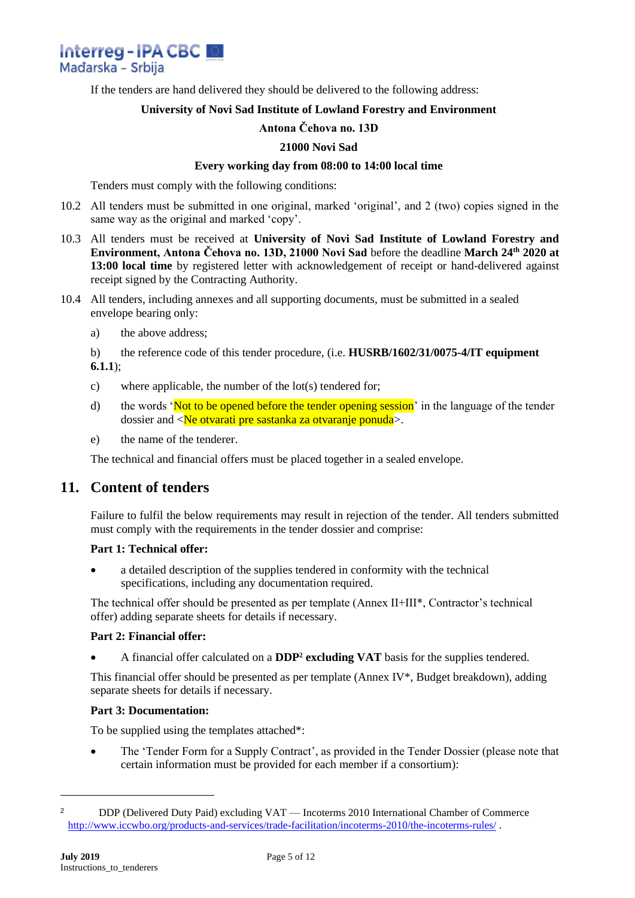If the tenders are hand delivered they should be delivered to the following address:

**University of Novi Sad Institute of Lowland Forestry and Environment**

**Antona Čehova no. 13D**

**21000 Novi Sad**

**Every working day from 08:00 to 14:00 local time**

Tenders must comply with the following conditions:

10.2 All tenders must be submitted in one original, marked 'original', and 2 (two) copies signed in the same way as the original and marked 'copy'.

10.3 All tenders must be received at **University of Novi Sad Institute of Lowland Forestry and Environment, Antona Čehova no. 13D, 21000 Novi Sad** before the deadline **March 24th 2020 at 13:00 local time** by registered letter with acknowledgement of receipt or hand-delivered against receipt signed by the Contracting Authority.

10.4 All tenders, including annexes and all supporting documents, must be submitted in a sealed envelope bearing only:

a) the above address;

b) the reference code of this tender procedure, (i.e. **HUSRB/1602/31/0075-4/IT equipment 6.1.1**);

c) where applicable, the number of the lot(s) tendered for;

d) the words 'Not to be opened before the tender opening session' in the language of the tender dossier and <Ne otvarati pre sastanka za otvaranje ponuda>.

e) the name of the tenderer.

The technical and financial offers must be placed together in a sealed envelope.

## 11. Content of tenders

Failure to fulfil the below requirements may result in rejection of the tender. All tenders submitted must comply with the requirements in the tender dossier and comprise:

**Part 1: Technical offer:**

- a detailed description of the supplies tendered in conformity with the technical specifications, including any documentation required.

The technical offer should be presented as per template (Annex II+III*, Contractor's technical offer) adding separate sheets for details if necessary.

**Part 2: Financial offer:**

- A financial offer calculated on a **DDP[2] excluding VAT** basis for the supplies tendered.

This financial offer should be presented as per template (Annex IV*, Budget breakdown), adding separate sheets for details if necessary.

**Part 3: Documentation:**

To be supplied using the templates attached*:

- The 'Tender Form for a Supply Contract', as provided in the Tender Dossier (please note that certain information must be provided for each member if a consortium):

---

[2] DDP (Delivered Duty Paid) excluding VAT — Incoterms 2010 International Chamber of Commerce http://www.iccwbo.org/products-and-services/trade-facilitation/incoterms-2010/the-incoterms-rules/ .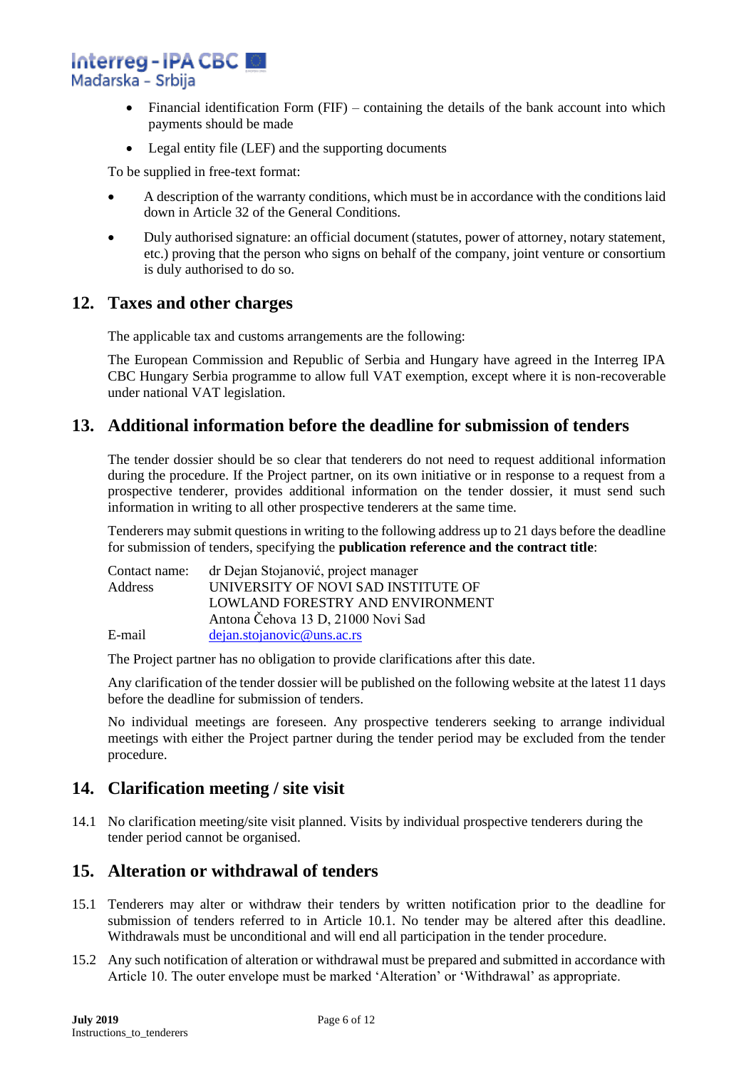- Financial identification Form (FIF) – containing the details of the bank account into which payments should be made
- Legal entity file (LEF) and the supporting documents

To be supplied in free-text format:

- A description of the warranty conditions, which must be in accordance with the conditions laid down in Article 32 of the General Conditions.
- Duly authorised signature: an official document (statutes, power of attorney, notary statement, etc.) proving that the person who signs on behalf of the company, joint venture or consortium is duly authorised to do so.

## 12. Taxes and other charges

The applicable tax and customs arrangements are the following:

The European Commission and Republic of Serbia and Hungary have agreed in the Interreg IPA CBC Hungary Serbia programme to allow full VAT exemption, except where it is non-recoverable under national VAT legislation.

## 13. Additional information before the deadline for submission of tenders

The tender dossier should be so clear that tenderers do not need to request additional information during the procedure. If the Project partner, on its own initiative or in response to a request from a prospective tenderer, provides additional information on the tender dossier, it must send such information in writing to all other prospective tenderers at the same time.

Tenderers may submit questions in writing to the following address up to 21 days before the deadline for submission of tenders, specifying the **publication reference and the contract title**:

| | |
|---|---|
| Contact name: | dr Dejan Stojanović, project manager |
| Address | UNIVERSITY OF NOVI SAD INSTITUTE OF LOWLAND FORESTRY AND ENVIRONMENT<br>Antona Čehova 13 D, 21000 Novi Sad |
| E-mail | dejan.stojanovic@uns.ac.rs |

The Project partner has no obligation to provide clarifications after this date.

Any clarification of the tender dossier will be published on the following website at the latest 11 days before the deadline for submission of tenders.

No individual meetings are foreseen. Any prospective tenderers seeking to arrange individual meetings with either the Project partner during the tender period may be excluded from the tender procedure.

## 14. Clarification meeting / site visit

14.1 No clarification meeting/site visit planned. Visits by individual prospective tenderers during the tender period cannot be organised.

## 15. Alteration or withdrawal of tenders

15.1 Tenderers may alter or withdraw their tenders by written notification prior to the deadline for submission of tenders referred to in Article 10.1. No tender may be altered after this deadline. Withdrawals must be unconditional and will end all participation in the tender procedure.

15.2 Any such notification of alteration or withdrawal must be prepared and submitted in accordance with Article 10. The outer envelope must be marked 'Alteration' or 'Withdrawal' as appropriate.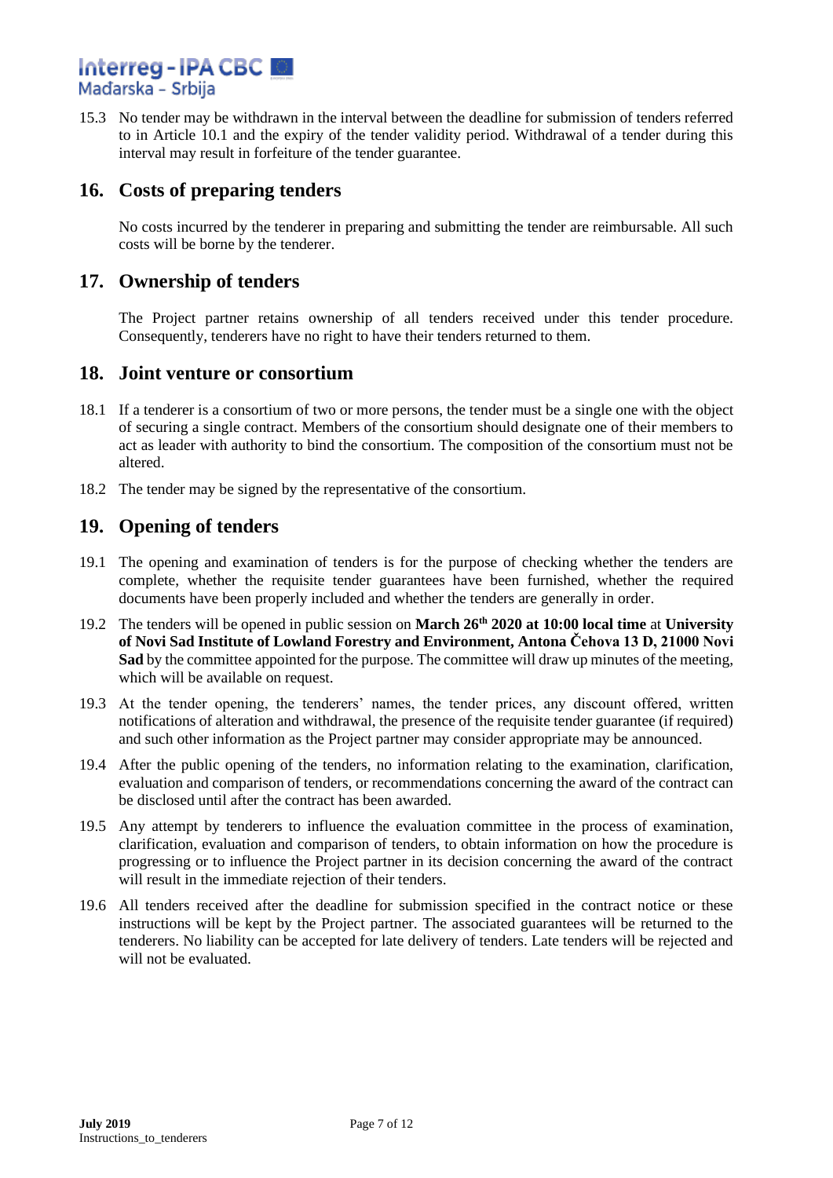15.3 No tender may be withdrawn in the interval between the deadline for submission of tenders referred to in Article 10.1 and the expiry of the tender validity period. Withdrawal of a tender during this interval may result in forfeiture of the tender guarantee.

## 16. Costs of preparing tenders

No costs incurred by the tenderer in preparing and submitting the tender are reimbursable. All such costs will be borne by the tenderer.

## 17. Ownership of tenders

The Project partner retains ownership of all tenders received under this tender procedure. Consequently, tenderers have no right to have their tenders returned to them.

## 18. Joint venture or consortium

18.1 If a tenderer is a consortium of two or more persons, the tender must be a single one with the object of securing a single contract. Members of the consortium should designate one of their members to act as leader with authority to bind the consortium. The composition of the consortium must not be altered.

18.2 The tender may be signed by the representative of the consortium.

## 19. Opening of tenders

19.1 The opening and examination of tenders is for the purpose of checking whether the tenders are complete, whether the requisite tender guarantees have been furnished, whether the required documents have been properly included and whether the tenders are generally in order.

19.2 The tenders will be opened in public session on **March 26th 2020 at 10:00 local time** at **University of Novi Sad Institute of Lowland Forestry and Environment, Antona Čehova 13 D, 21000 Novi Sad** by the committee appointed for the purpose. The committee will draw up minutes of the meeting, which will be available on request.

19.3 At the tender opening, the tenderers' names, the tender prices, any discount offered, written notifications of alteration and withdrawal, the presence of the requisite tender guarantee (if required) and such other information as the Project partner may consider appropriate may be announced.

19.4 After the public opening of the tenders, no information relating to the examination, clarification, evaluation and comparison of tenders, or recommendations concerning the award of the contract can be disclosed until after the contract has been awarded.

19.5 Any attempt by tenderers to influence the evaluation committee in the process of examination, clarification, evaluation and comparison of tenders, to obtain information on how the procedure is progressing or to influence the Project partner in its decision concerning the award of the contract will result in the immediate rejection of their tenders.

19.6 All tenders received after the deadline for submission specified in the contract notice or these instructions will be kept by the Project partner. The associated guarantees will be returned to the tenderers. No liability can be accepted for late delivery of tenders. Late tenders will be rejected and will not be evaluated.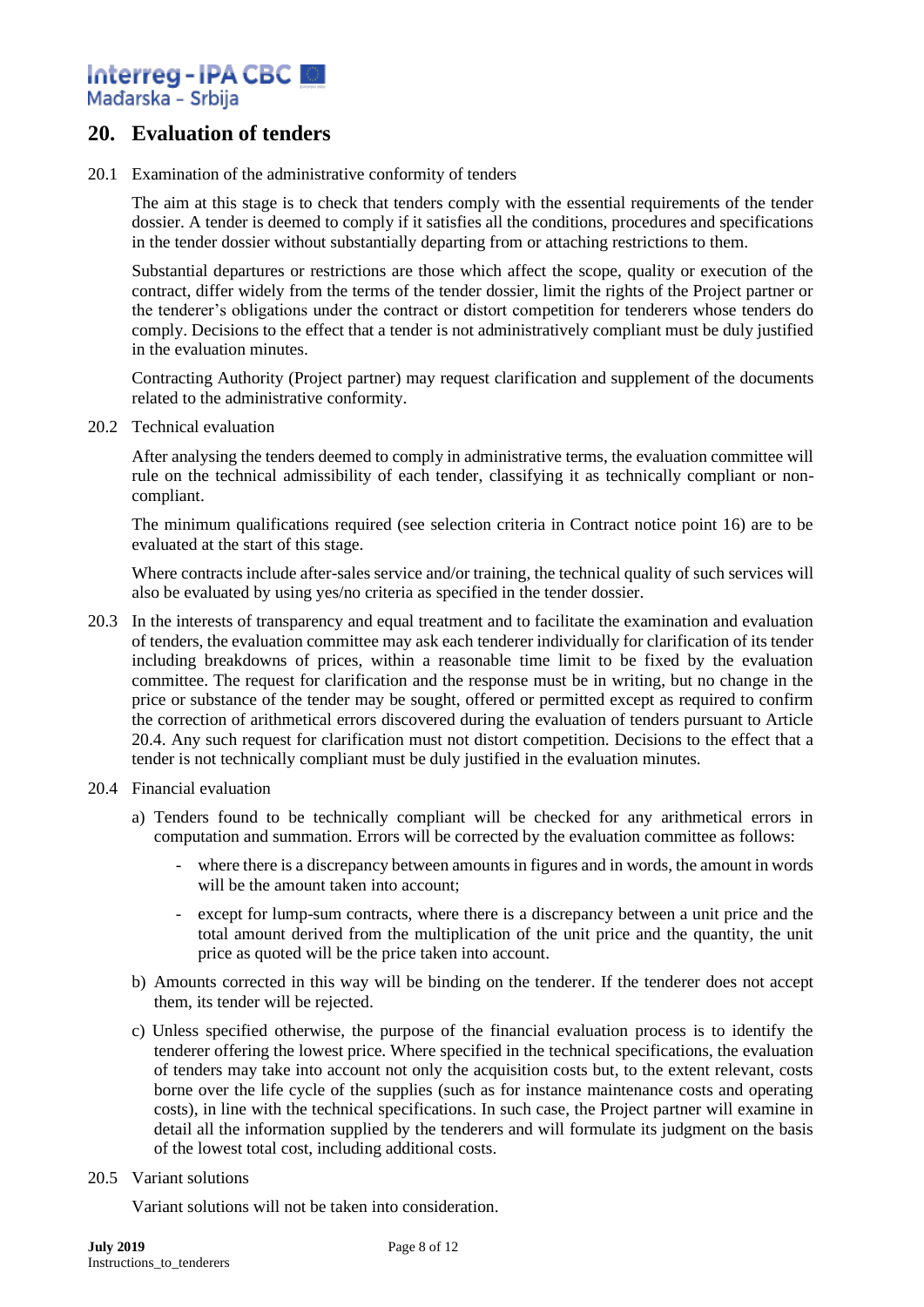## 20. Evaluation of tenders

20.1 Examination of the administrative conformity of tenders

The aim at this stage is to check that tenders comply with the essential requirements of the tender dossier. A tender is deemed to comply if it satisfies all the conditions, procedures and specifications in the tender dossier without substantially departing from or attaching restrictions to them.

Substantial departures or restrictions are those which affect the scope, quality or execution of the contract, differ widely from the terms of the tender dossier, limit the rights of the Project partner or the tenderer's obligations under the contract or distort competition for tenderers whose tenders do comply. Decisions to the effect that a tender is not administratively compliant must be duly justified in the evaluation minutes.

Contracting Authority (Project partner) may request clarification and supplement of the documents related to the administrative conformity.

20.2 Technical evaluation

After analysing the tenders deemed to comply in administrative terms, the evaluation committee will rule on the technical admissibility of each tender, classifying it as technically compliant or non-compliant.

The minimum qualifications required (see selection criteria in Contract notice point 16) are to be evaluated at the start of this stage.

Where contracts include after-sales service and/or training, the technical quality of such services will also be evaluated by using yes/no criteria as specified in the tender dossier.

20.3 In the interests of transparency and equal treatment and to facilitate the examination and evaluation of tenders, the evaluation committee may ask each tenderer individually for clarification of its tender including breakdowns of prices, within a reasonable time limit to be fixed by the evaluation committee. The request for clarification and the response must be in writing, but no change in the price or substance of the tender may be sought, offered or permitted except as required to confirm the correction of arithmetical errors discovered during the evaluation of tenders pursuant to Article 20.4. Any such request for clarification must not distort competition. Decisions to the effect that a tender is not technically compliant must be duly justified in the evaluation minutes.

20.4 Financial evaluation

a) Tenders found to be technically compliant will be checked for any arithmetical errors in computation and summation. Errors will be corrected by the evaluation committee as follows:

   - where there is a discrepancy between amounts in figures and in words, the amount in words will be the amount taken into account;
   - except for lump-sum contracts, where there is a discrepancy between a unit price and the total amount derived from the multiplication of the unit price and the quantity, the unit price as quoted will be the price taken into account.

b) Amounts corrected in this way will be binding on the tenderer. If the tenderer does not accept them, its tender will be rejected.

c) Unless specified otherwise, the purpose of the financial evaluation process is to identify the tenderer offering the lowest price. Where specified in the technical specifications, the evaluation of tenders may take into account not only the acquisition costs but, to the extent relevant, costs borne over the life cycle of the supplies (such as for instance maintenance costs and operating costs), in line with the technical specifications. In such case, the Project partner will examine in detail all the information supplied by the tenderers and will formulate its judgment on the basis of the lowest total cost, including additional costs.

20.5 Variant solutions

Variant solutions will not be taken into consideration.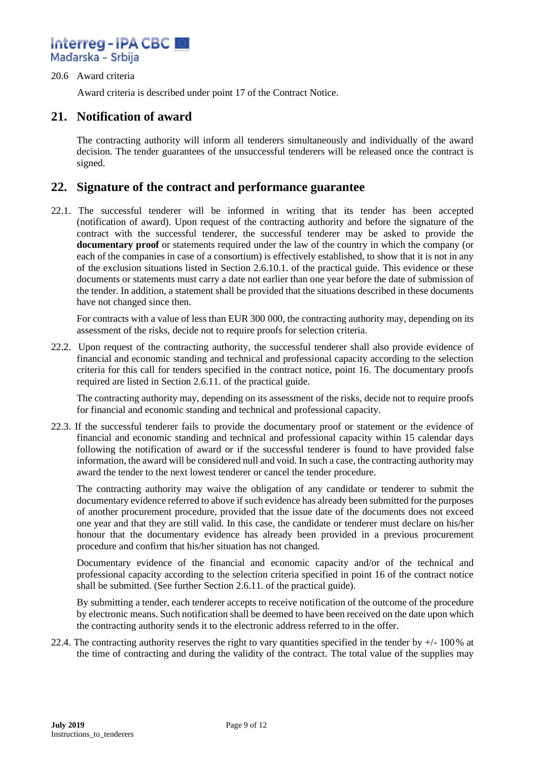20.6 Award criteria

Award criteria is described under point 17 of the Contract Notice.

## 21. Notification of award

The contracting authority will inform all tenderers simultaneously and individually of the award decision. The tender guarantees of the unsuccessful tenderers will be released once the contract is signed.

## 22. Signature of the contract and performance guarantee

22.1. The successful tenderer will be informed in writing that its tender has been accepted (notification of award). Upon request of the contracting authority and before the signature of the contract with the successful tenderer, the successful tenderer may be asked to provide the **documentary proof** or statements required under the law of the country in which the company (or each of the companies in case of a consortium) is effectively established, to show that it is not in any of the exclusion situations listed in Section 2.6.10.1. of the practical guide. This evidence or these documents or statements must carry a date not earlier than one year before the date of submission of the tender. In addition, a statement shall be provided that the situations described in these documents have not changed since then.

For contracts with a value of less than EUR 300 000, the contracting authority may, depending on its assessment of the risks, decide not to require proofs for selection criteria.

22.2. Upon request of the contracting authority, the successful tenderer shall also provide evidence of financial and economic standing and technical and professional capacity according to the selection criteria for this call for tenders specified in the contract notice, point 16. The documentary proofs required are listed in Section 2.6.11. of the practical guide.

The contracting authority may, depending on its assessment of the risks, decide not to require proofs for financial and economic standing and technical and professional capacity.

22.3. If the successful tenderer fails to provide the documentary proof or statement or the evidence of financial and economic standing and technical and professional capacity within 15 calendar days following the notification of award or if the successful tenderer is found to have provided false information, the award will be considered null and void. In such a case, the contracting authority may award the tender to the next lowest tenderer or cancel the tender procedure.

The contracting authority may waive the obligation of any candidate or tenderer to submit the documentary evidence referred to above if such evidence has already been submitted for the purposes of another procurement procedure, provided that the issue date of the documents does not exceed one year and that they are still valid. In this case, the candidate or tenderer must declare on his/her honour that the documentary evidence has already been provided in a previous procurement procedure and confirm that his/her situation has not changed.

Documentary evidence of the financial and economic capacity and/or of the technical and professional capacity according to the selection criteria specified in point 16 of the contract notice shall be submitted. (See further Section 2.6.11. of the practical guide).

By submitting a tender, each tenderer accepts to receive notification of the outcome of the procedure by electronic means. Such notification shall be deemed to have been received on the date upon which the contracting authority sends it to the electronic address referred to in the offer.

22.4. The contracting authority reserves the right to vary quantities specified in the tender by +/- 100% at the time of contracting and during the validity of the contract. The total value of the supplies may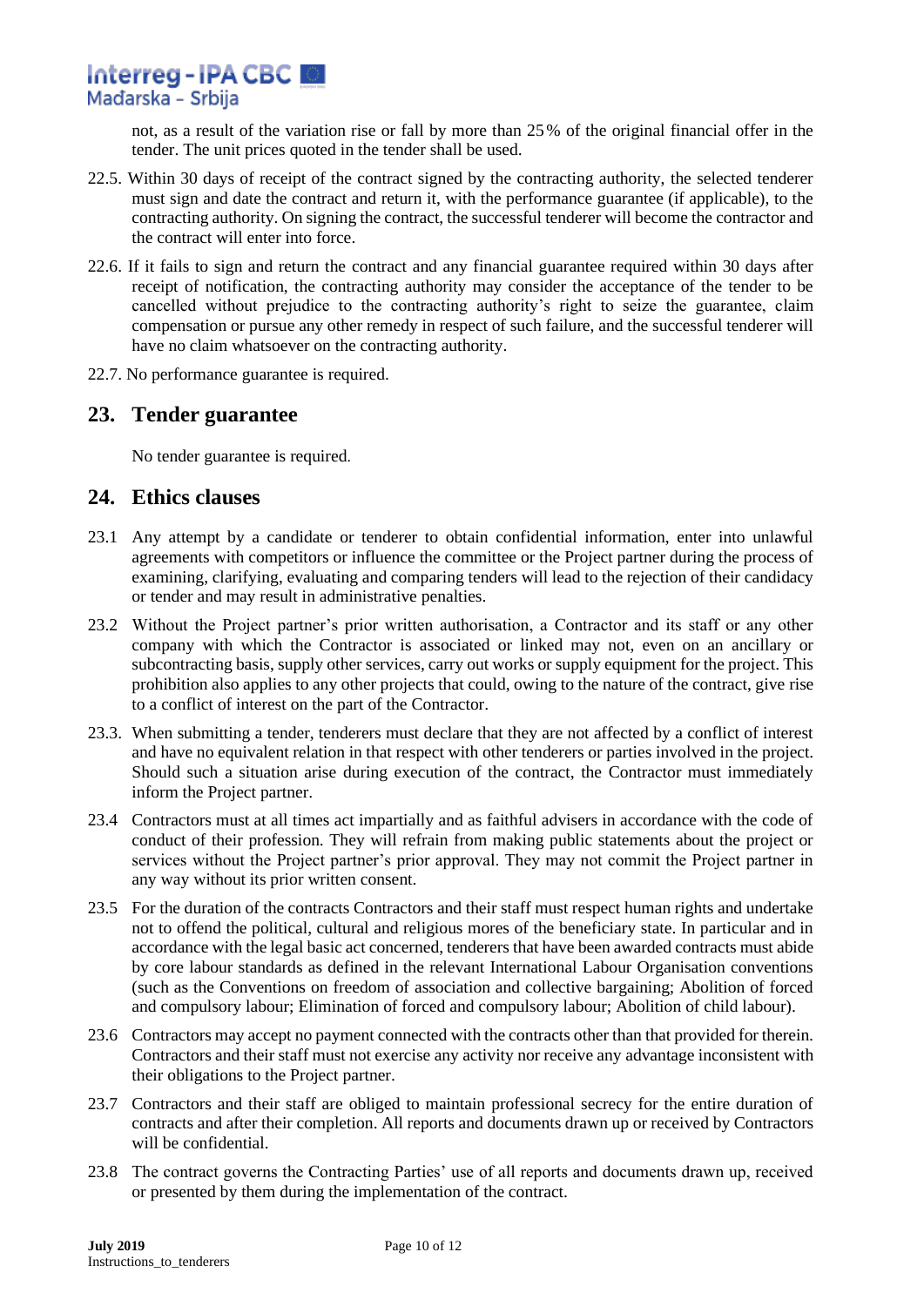not, as a result of the variation rise or fall by more than 25 % of the original financial offer in the tender. The unit prices quoted in the tender shall be used.

22.5. Within 30 days of receipt of the contract signed by the contracting authority, the selected tenderer must sign and date the contract and return it, with the performance guarantee (if applicable), to the contracting authority. On signing the contract, the successful tenderer will become the contractor and the contract will enter into force.

22.6. If it fails to sign and return the contract and any financial guarantee required within 30 days after receipt of notification, the contracting authority may consider the acceptance of the tender to be cancelled without prejudice to the contracting authority's right to seize the guarantee, claim compensation or pursue any other remedy in respect of such failure, and the successful tenderer will have no claim whatsoever on the contracting authority.

22.7. No performance guarantee is required.

## 23. Tender guarantee

No tender guarantee is required.

## 24. Ethics clauses

23.1 Any attempt by a candidate or tenderer to obtain confidential information, enter into unlawful agreements with competitors or influence the committee or the Project partner during the process of examining, clarifying, evaluating and comparing tenders will lead to the rejection of their candidacy or tender and may result in administrative penalties.

23.2 Without the Project partner's prior written authorisation, a Contractor and its staff or any other company with which the Contractor is associated or linked may not, even on an ancillary or subcontracting basis, supply other services, carry out works or supply equipment for the project. This prohibition also applies to any other projects that could, owing to the nature of the contract, give rise to a conflict of interest on the part of the Contractor.

23.3. When submitting a tender, tenderers must declare that they are not affected by a conflict of interest and have no equivalent relation in that respect with other tenderers or parties involved in the project. Should such a situation arise during execution of the contract, the Contractor must immediately inform the Project partner.

23.4 Contractors must at all times act impartially and as faithful advisers in accordance with the code of conduct of their profession. They will refrain from making public statements about the project or services without the Project partner's prior approval. They may not commit the Project partner in any way without its prior written consent.

23.5 For the duration of the contracts Contractors and their staff must respect human rights and undertake not to offend the political, cultural and religious mores of the beneficiary state. In particular and in accordance with the legal basic act concerned, tenderers that have been awarded contracts must abide by core labour standards as defined in the relevant International Labour Organisation conventions (such as the Conventions on freedom of association and collective bargaining; Abolition of forced and compulsory labour; Elimination of forced and compulsory labour; Abolition of child labour).

23.6 Contractors may accept no payment connected with the contracts other than that provided for therein. Contractors and their staff must not exercise any activity nor receive any advantage inconsistent with their obligations to the Project partner.

23.7 Contractors and their staff are obliged to maintain professional secrecy for the entire duration of contracts and after their completion. All reports and documents drawn up or received by Contractors will be confidential.

23.8 The contract governs the Contracting Parties' use of all reports and documents drawn up, received or presented by them during the implementation of the contract.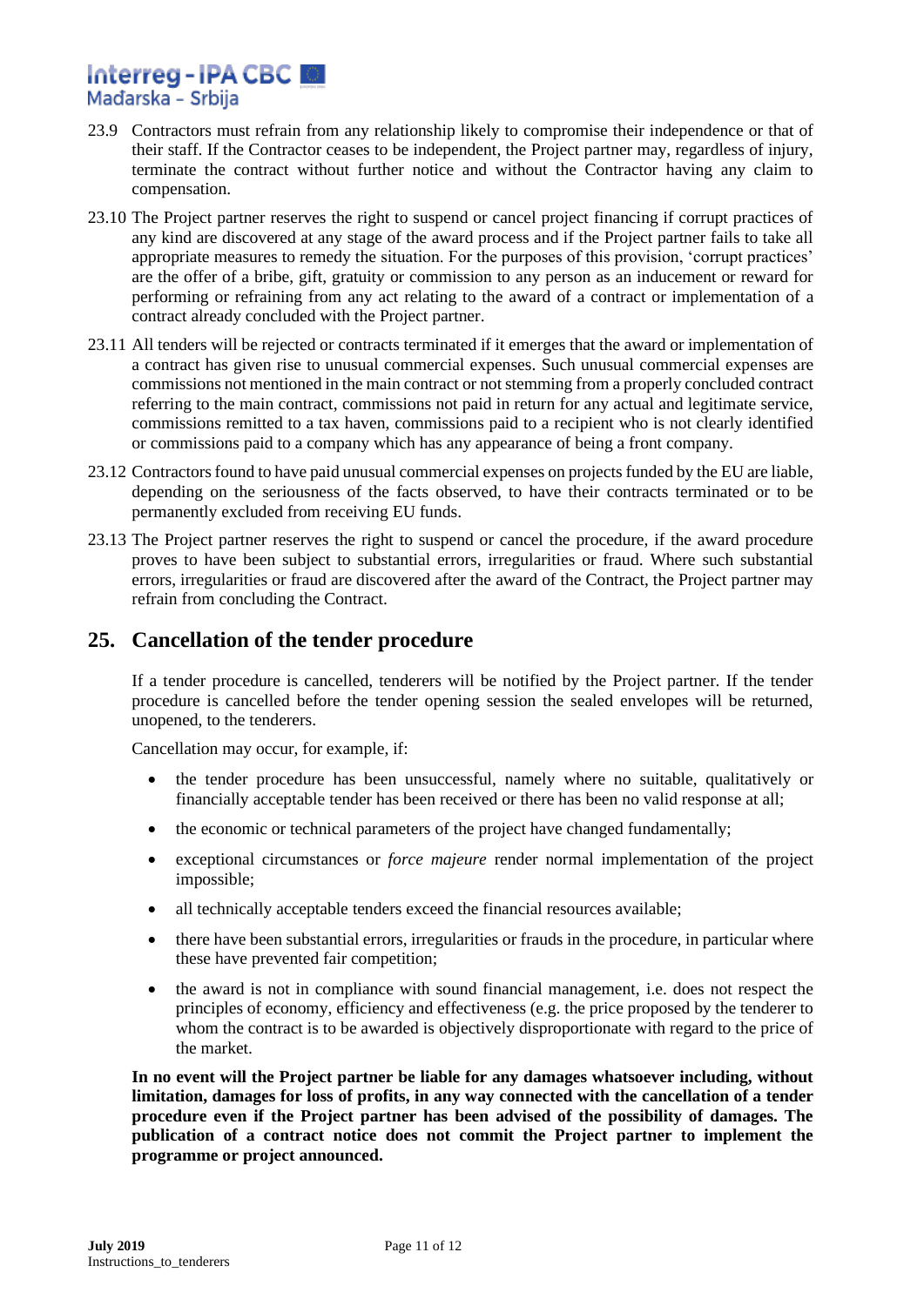23.9 Contractors must refrain from any relationship likely to compromise their independence or that of their staff. If the Contractor ceases to be independent, the Project partner may, regardless of injury, terminate the contract without further notice and without the Contractor having any claim to compensation.

23.10 The Project partner reserves the right to suspend or cancel project financing if corrupt practices of any kind are discovered at any stage of the award process and if the Project partner fails to take all appropriate measures to remedy the situation. For the purposes of this provision, 'corrupt practices' are the offer of a bribe, gift, gratuity or commission to any person as an inducement or reward for performing or refraining from any act relating to the award of a contract or implementation of a contract already concluded with the Project partner.

23.11 All tenders will be rejected or contracts terminated if it emerges that the award or implementation of a contract has given rise to unusual commercial expenses. Such unusual commercial expenses are commissions not mentioned in the main contract or not stemming from a properly concluded contract referring to the main contract, commissions not paid in return for any actual and legitimate service, commissions remitted to a tax haven, commissions paid to a recipient who is not clearly identified or commissions paid to a company which has any appearance of being a front company.

23.12 Contractors found to have paid unusual commercial expenses on projects funded by the EU are liable, depending on the seriousness of the facts observed, to have their contracts terminated or to be permanently excluded from receiving EU funds.

23.13 The Project partner reserves the right to suspend or cancel the procedure, if the award procedure proves to have been subject to substantial errors, irregularities or fraud. Where such substantial errors, irregularities or fraud are discovered after the award of the Contract, the Project partner may refrain from concluding the Contract.

## 25. Cancellation of the tender procedure

If a tender procedure is cancelled, tenderers will be notified by the Project partner. If the tender procedure is cancelled before the tender opening session the sealed envelopes will be returned, unopened, to the tenderers.

Cancellation may occur, for example, if:

- the tender procedure has been unsuccessful, namely where no suitable, qualitatively or financially acceptable tender has been received or there has been no valid response at all;
- the economic or technical parameters of the project have changed fundamentally;
- exceptional circumstances or *force majeure* render normal implementation of the project impossible;
- all technically acceptable tenders exceed the financial resources available;
- there have been substantial errors, irregularities or frauds in the procedure, in particular where these have prevented fair competition;
- the award is not in compliance with sound financial management, i.e. does not respect the principles of economy, efficiency and effectiveness (e.g. the price proposed by the tenderer to whom the contract is to be awarded is objectively disproportionate with regard to the price of the market.

**In no event will the Project partner be liable for any damages whatsoever including, without limitation, damages for loss of profits, in any way connected with the cancellation of a tender procedure even if the Project partner has been advised of the possibility of damages. The publication of a contract notice does not commit the Project partner to implement the programme or project announced.**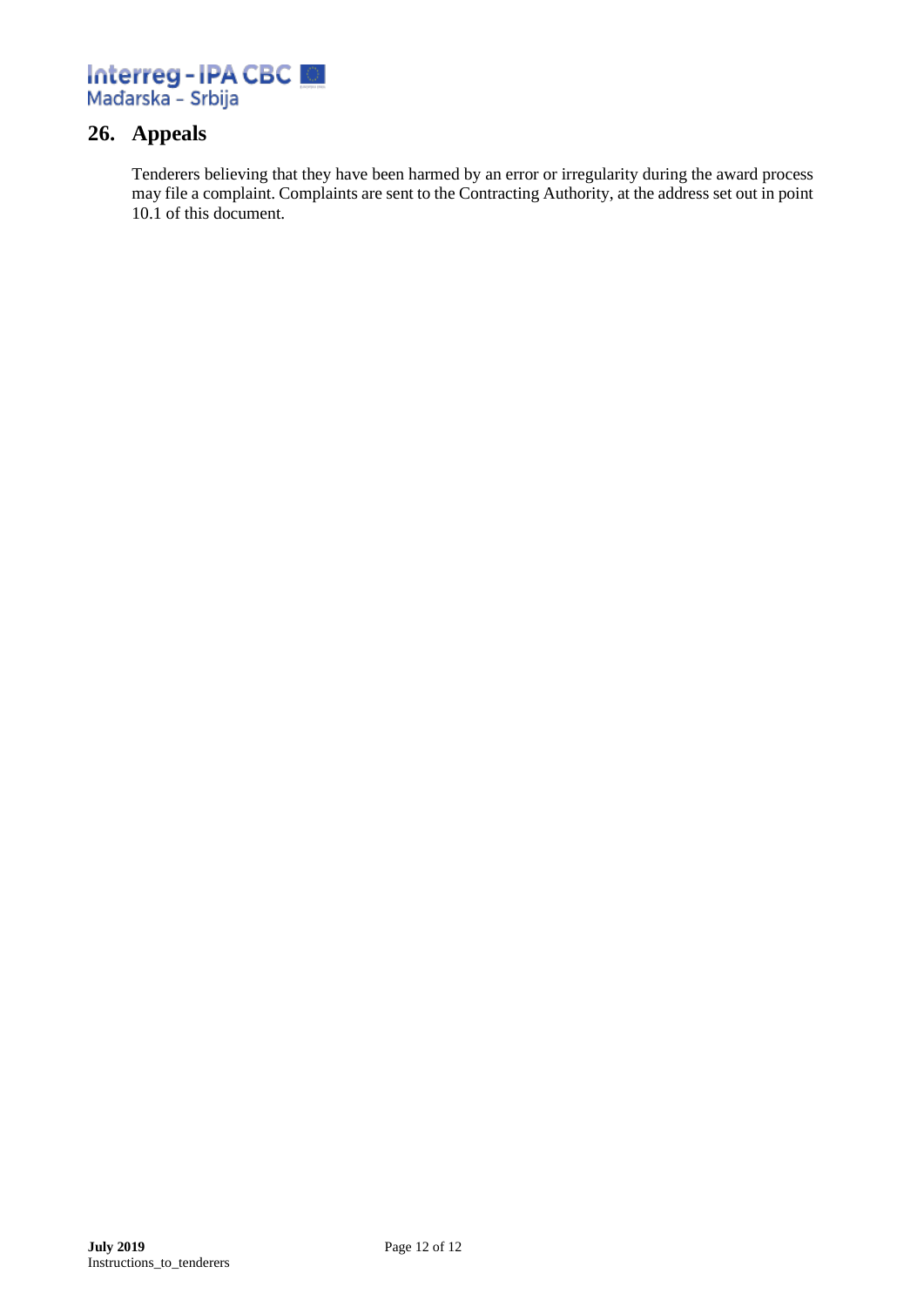## 26. Appeals

Tenderers believing that they have been harmed by an error or irregularity during the award process may file a complaint. Complaints are sent to the Contracting Authority, at the address set out in point 10.1 of this document.